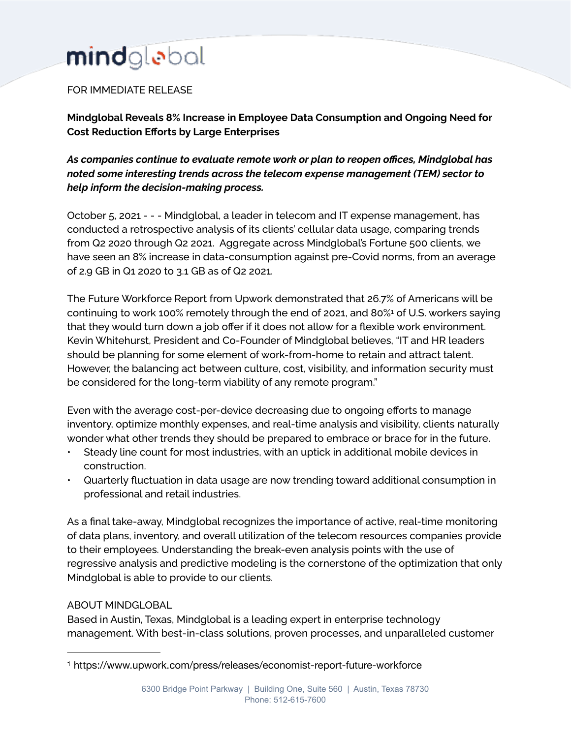mindglobal

FOR IMMEDIATE RELEASE

**Mindglobal Reveals 8% Increase in Employee Data Consumption and Ongoing Need for Cost Reduction Efforts by Large Enterprises**

***As companies continue to evaluate remote work or plan to reopen offices, Mindglobal has noted some interesting trends across the telecom expense management (TEM) sector to help inform the decision-making process.***

October 5, 2021 - - - Mindglobal, a leader in telecom and IT expense management, has conducted a retrospective analysis of its clients' cellular data usage, comparing trends from Q2 2020 through Q2 2021. Aggregate across Mindglobal's Fortune 500 clients, we have seen an 8% increase in data-consumption against pre-Covid norms, from an average of 2.9 GB in Q1 2020 to 3.1 GB as of Q2 2021.

The Future Workforce Report from Upwork demonstrated that 26.7% of Americans will be continuing to work 100% remotely through the end of 2021, and 80%[1] of U.S. workers saying that they would turn down a job offer if it does not allow for a flexible work environment. Kevin Whitehurst, President and Co-Founder of Mindglobal believes, "IT and HR leaders should be planning for some element of work-from-home to retain and attract talent. However, the balancing act between culture, cost, visibility, and information security must be considered for the long-term viability of any remote program."

Even with the average cost-per-device decreasing due to ongoing efforts to manage inventory, optimize monthly expenses, and real-time analysis and visibility, clients naturally wonder what other trends they should be prepared to embrace or brace for in the future.

- Steady line count for most industries, with an uptick in additional mobile devices in construction.
- Quarterly fluctuation in data usage are now trending toward additional consumption in professional and retail industries.

As a final take-away, Mindglobal recognizes the importance of active, real-time monitoring of data plans, inventory, and overall utilization of the telecom resources companies provide to their employees. Understanding the break-even analysis points with the use of regressive analysis and predictive modeling is the cornerstone of the optimization that only Mindglobal is able to provide to our clients.

ABOUT MINDGLOBAL

Based in Austin, Texas, Mindglobal is a leading expert in enterprise technology management. With best-in-class solutions, proven processes, and unparalleled customer

---

[1] https://www.upwork.com/press/releases/economist-report-future-workforce

6300 Bridge Point Parkway | Building One, Suite 560 | Austin, Texas 78730
Phone: 512-615-7600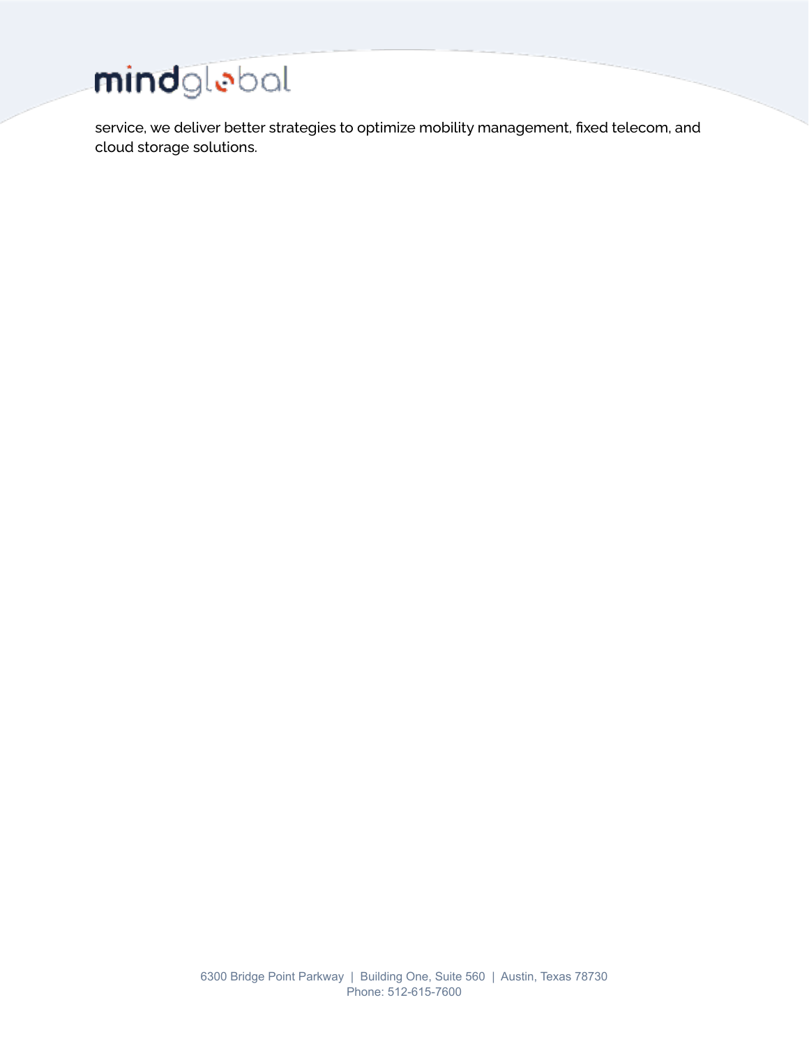service, we deliver better strategies to optimize mobility management, fixed telecom, and cloud storage solutions.